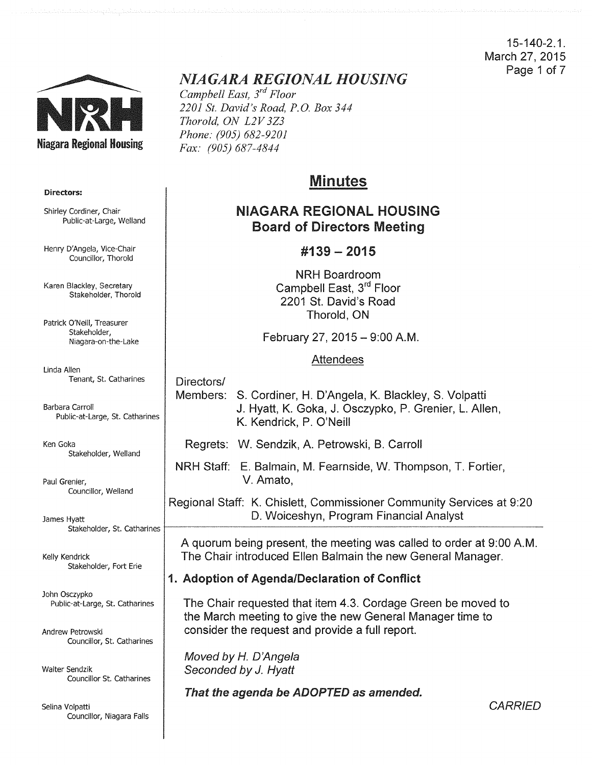15-140-2.1.
March 27, 2015

# NIAGARA REGIONAL HOUSING

*Campbell East, 3rd Floor*
*2201 St. David's Road, P.O. Box 344*
*Thorold, ON L2V 3Z3*
*Phone: (905) 682-9201*
*Fax: (905) 687-4844*

**Directors:**

Shirley Cordiner, Chair
Public-at-Large, Welland

Henry D'Angela, Vice-Chair
Councillor, Thorold

Karen Blackley, Secretary
Stakeholder, Thorold

Patrick O'Neill, Treasurer
Stakeholder, Niagara-on-the-Lake

Linda Allen
Tenant, St. Catharines

Barbara Carroll
Public-at-Large, St. Catharines

Ken Goka
Stakeholder, Welland

Paul Grenier,
Councillor, Welland

James Hyatt
Stakeholder, St. Catharines

Kelly Kendrick
Stakeholder, Fort Erie

John Osczypko
Public-at-Large, St. Catharines

Andrew Petrowski
Councillor, St. Catharines

Walter Sendzik
Councillor St. Catharines

Selina Volpatti
Councillor, Niagara Falls

## Minutes

## NIAGARA REGIONAL HOUSING
## Board of Directors Meeting

## #139 – 2015

NRH Boardroom
Campbell East, 3rd Floor
2201 St. David's Road
Thorold, ON

February 27, 2015 – 9:00 A.M.

Attendees

Directors/
Members: S. Cordiner, H. D'Angela, K. Blackley, S. Volpatti, J. Hyatt, K. Goka, J. Osczypko, P. Grenier, L. Allen, K. Kendrick, P. O'Neill

Regrets: W. Sendzik, A. Petrowski, B. Carroll

NRH Staff: E. Balmain, M. Fearnside, W. Thompson, T. Fortier, V. Amato,

Regional Staff: K. Chislett, Commissioner Community Services at 9:20
D. Woiceshyn, Program Financial Analyst

A quorum being present, the meeting was called to order at 9:00 A.M. The Chair introduced Ellen Balmain the new General Manager.

### 1. Adoption of Agenda/Declaration of Conflict

The Chair requested that item 4.3. Cordage Green be moved to the March meeting to give the new General Manager time to consider the request and provide a full report.

*Moved by H. D'Angela*
*Seconded by J. Hyatt*

***That the agenda be ADOPTED as amended.***

*CARRIED*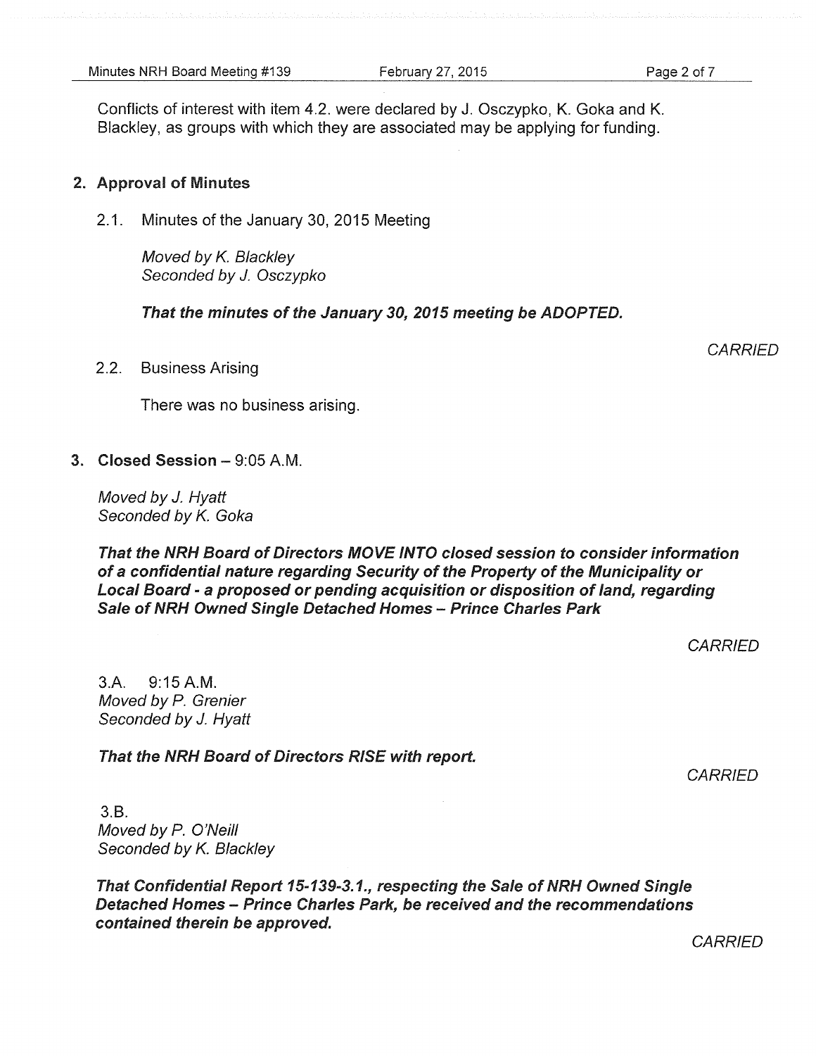Conflicts of interest with item 4.2. were declared by J. Osczypko, K. Goka and K. Blackley, as groups with which they are associated may be applying for funding.

## 2. Approval of Minutes

2.1. Minutes of the January 30, 2015 Meeting

*Moved by K. Blackley*
*Seconded by J. Osczypko*

***That the minutes of the January 30, 2015 meeting be ADOPTED.***

*CARRIED*

2.2. Business Arising

There was no business arising.

## 3. Closed Session – 9:05 A.M.

*Moved by J. Hyatt*
*Seconded by K. Goka*

***That the NRH Board of Directors MOVE INTO closed session to consider information of a confidential nature regarding Security of the Property of the Municipality or Local Board - a proposed or pending acquisition or disposition of land, regarding Sale of NRH Owned Single Detached Homes – Prince Charles Park***

*CARRIED*

3.A. 9:15 A.M.
*Moved by P. Grenier*
*Seconded by J. Hyatt*

***That the NRH Board of Directors RISE with report.***

*CARRIED*

3.B.
*Moved by P. O'Neill*
*Seconded by K. Blackley*

***That Confidential Report 15-139-3.1., respecting the Sale of NRH Owned Single Detached Homes – Prince Charles Park, be received and the recommendations contained therein be approved.***

*CARRIED*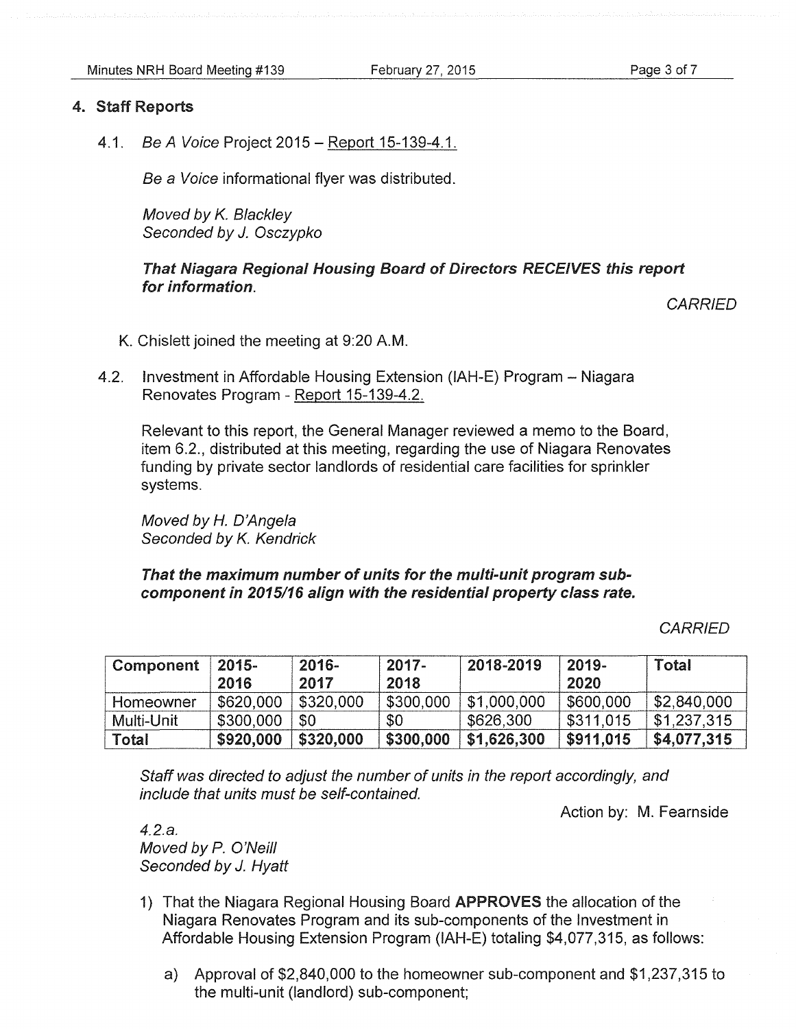## 4. Staff Reports

4.1. *Be A Voice* Project 2015 – Report 15-139-4.1.

*Be a Voice* informational flyer was distributed.

*Moved by K. Blackley*
*Seconded by J. Osczypko*

***That Niagara Regional Housing Board of Directors RECEIVES this report for information.***

*CARRIED*

K. Chislett joined the meeting at 9:20 A.M.

4.2. Investment in Affordable Housing Extension (IAH-E) Program – Niagara Renovates Program - Report 15-139-4.2.

Relevant to this report, the General Manager reviewed a memo to the Board, item 6.2., distributed at this meeting, regarding the use of Niagara Renovates funding by private sector landlords of residential care facilities for sprinkler systems.

*Moved by H. D'Angela*
*Seconded by K. Kendrick*

***That the maximum number of units for the multi-unit program sub-component in 2015/16 align with the residential property class rate.***

*CARRIED*

| Component | 2015-2016 | 2016-2017 | 2017-2018 | 2018-2019 | 2019-2020 | Total |
|---|---|---|---|---|---|---|
| Homeowner | \$620,000 | \$320,000 | \$300,000 | \$1,000,000 | \$600,000 | \$2,840,000 |
| Multi-Unit | \$300,000 | \$0 | \$0 | \$626,300 | \$311,015 | \$1,237,315 |
| **Total** | **\$920,000** | **\$320,000** | **\$300,000** | **\$1,626,300** | **\$911,015** | **\$4,077,315** |

*Staff was directed to adjust the number of units in the report accordingly, and include that units must be self-contained.*

Action by: M. Fearnside

*4.2.a.*
*Moved by P. O'Neill*
*Seconded by J. Hyatt*

1) That the Niagara Regional Housing Board **APPROVES** the allocation of the Niagara Renovates Program and its sub-components of the Investment in Affordable Housing Extension Program (IAH-E) totaling \$4,077,315, as follows:

   a) Approval of \$2,840,000 to the homeowner sub-component and \$1,237,315 to the multi-unit (landlord) sub-component;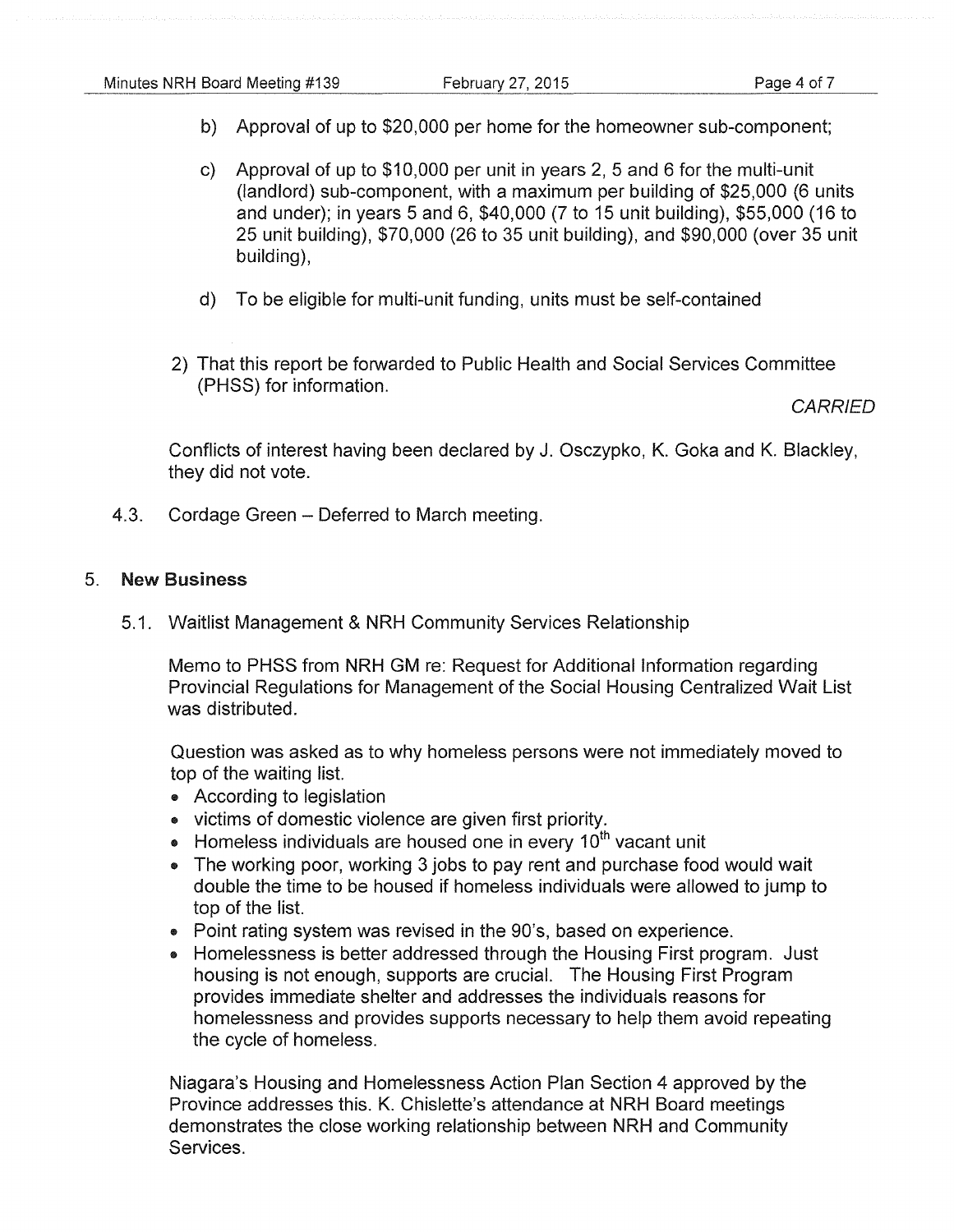b) Approval of up to $20,000 per home for the homeowner sub-component;

c) Approval of up to $10,000 per unit in years 2, 5 and 6 for the multi-unit (landlord) sub-component, with a maximum per building of $25,000 (6 units and under); in years 5 and 6, $40,000 (7 to 15 unit building), $55,000 (16 to 25 unit building), $70,000 (26 to 35 unit building), and $90,000 (over 35 unit building),

d) To be eligible for multi-unit funding, units must be self-contained

2) That this report be forwarded to Public Health and Social Services Committee (PHSS) for information.

*CARRIED*

Conflicts of interest having been declared by J. Osczypko, K. Goka and K. Blackley, they did not vote.

4.3. Cordage Green – Deferred to March meeting.

## 5. New Business

5.1. Waitlist Management & NRH Community Services Relationship

Memo to PHSS from NRH GM re: Request for Additional Information regarding Provincial Regulations for Management of the Social Housing Centralized Wait List was distributed.

Question was asked as to why homeless persons were not immediately moved to top of the waiting list.

- According to legislation
- victims of domestic violence are given first priority.
- Homeless individuals are housed one in every 10th vacant unit
- The working poor, working 3 jobs to pay rent and purchase food would wait double the time to be housed if homeless individuals were allowed to jump to top of the list.
- Point rating system was revised in the 90's, based on experience.
- Homelessness is better addressed through the Housing First program. Just housing is not enough, supports are crucial. The Housing First Program provides immediate shelter and addresses the individuals reasons for homelessness and provides supports necessary to help them avoid repeating the cycle of homeless.

Niagara's Housing and Homelessness Action Plan Section 4 approved by the Province addresses this. K. Chislette's attendance at NRH Board meetings demonstrates the close working relationship between NRH and Community Services.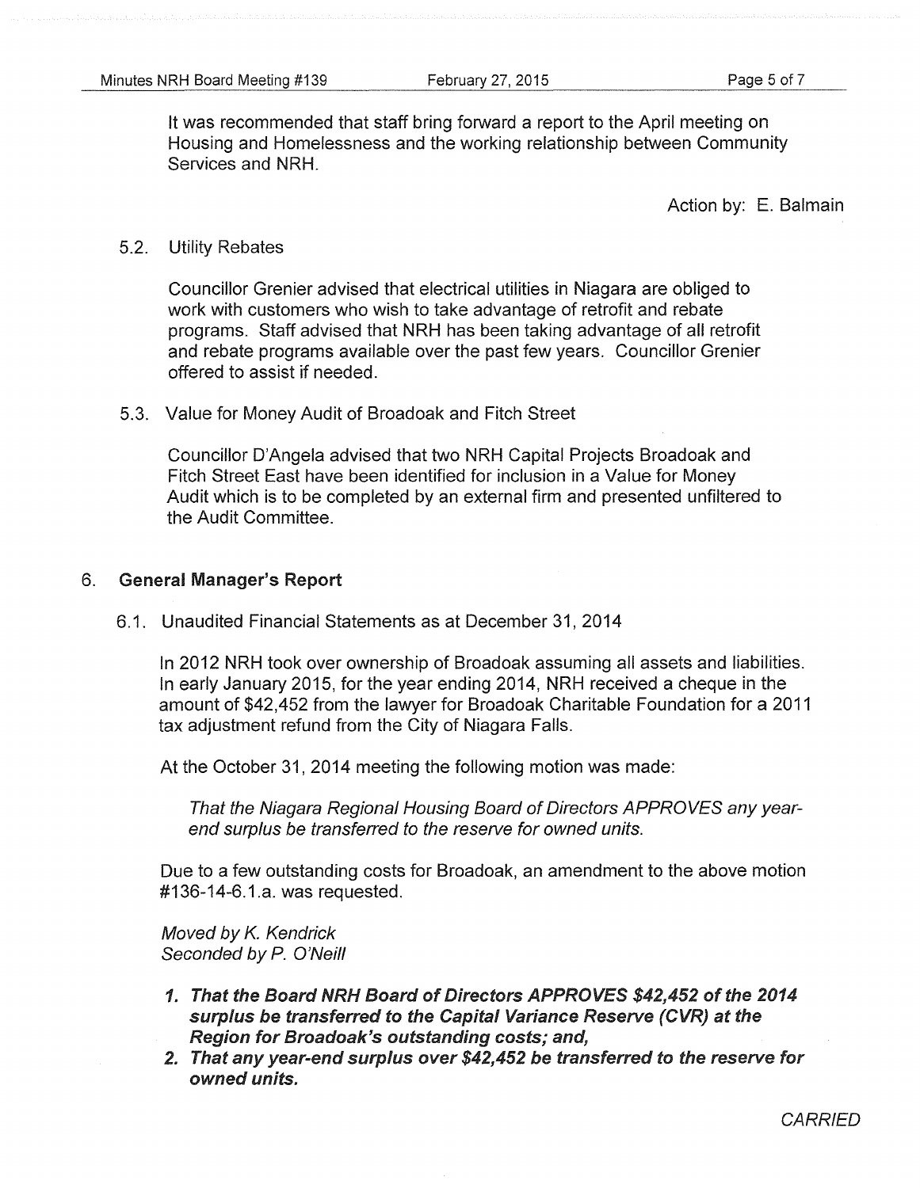It was recommended that staff bring forward a report to the April meeting on Housing and Homelessness and the working relationship between Community Services and NRH.

Action by: E. Balmain

5.2. Utility Rebates

Councillor Grenier advised that electrical utilities in Niagara are obliged to work with customers who wish to take advantage of retrofit and rebate programs. Staff advised that NRH has been taking advantage of all retrofit and rebate programs available over the past few years. Councillor Grenier offered to assist if needed.

5.3. Value for Money Audit of Broadoak and Fitch Street

Councillor D'Angela advised that two NRH Capital Projects Broadoak and Fitch Street East have been identified for inclusion in a Value for Money Audit which is to be completed by an external firm and presented unfiltered to the Audit Committee.

## 6. General Manager's Report

6.1. Unaudited Financial Statements as at December 31, 2014

In 2012 NRH took over ownership of Broadoak assuming all assets and liabilities. In early January 2015, for the year ending 2014, NRH received a cheque in the amount of $42,452 from the lawyer for Broadoak Charitable Foundation for a 2011 tax adjustment refund from the City of Niagara Falls.

At the October 31, 2014 meeting the following motion was made:

*That the Niagara Regional Housing Board of Directors APPROVES any year-end surplus be transferred to the reserve for owned units.*

Due to a few outstanding costs for Broadoak, an amendment to the above motion #136-14-6.1.a. was requested.

*Moved by K. Kendrick*
*Seconded by P. O'Neill*

1. ***That the Board NRH Board of Directors APPROVES $42,452 of the 2014 surplus be transferred to the Capital Variance Reserve (CVR) at the Region for Broadoak's outstanding costs; and,***
2. ***That any year-end surplus over $42,452 be transferred to the reserve for owned units.***

*CARRIED*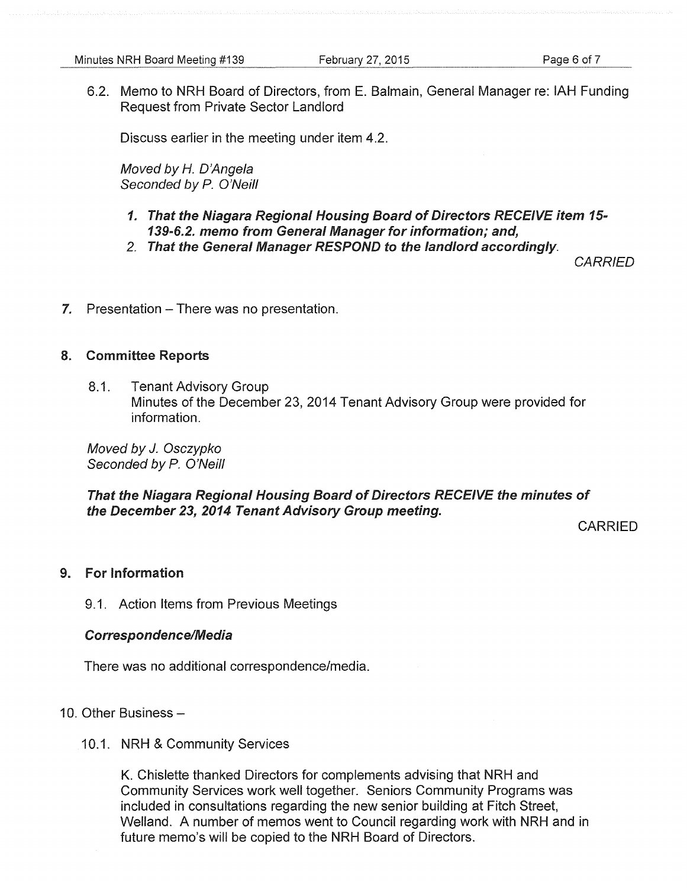6.2. Memo to NRH Board of Directors, from E. Balmain, General Manager re: IAH Funding Request from Private Sector Landlord

Discuss earlier in the meeting under item 4.2.

*Moved by H. D'Angela*
*Seconded by P. O'Neill*

1. ***That the Niagara Regional Housing Board of Directors RECEIVE item 15-139-6.2. memo from General Manager for information; and,***
2. ***That the General Manager RESPOND to the landlord accordingly.***

*CARRIED*

7. Presentation – There was no presentation.

## 8. Committee Reports

8.1. Tenant Advisory Group
Minutes of the December 23, 2014 Tenant Advisory Group were provided for information.

*Moved by J. Osczypko*
*Seconded by P. O'Neill*

***That the Niagara Regional Housing Board of Directors RECEIVE the minutes of the December 23, 2014 Tenant Advisory Group meeting.***

CARRIED

## 9. For Information

9.1. Action Items from Previous Meetings

***Correspondence/Media***

There was no additional correspondence/media.

10. Other Business –

10.1. NRH & Community Services

K. Chislette thanked Directors for complements advising that NRH and Community Services work well together. Seniors Community Programs was included in consultations regarding the new senior building at Fitch Street, Welland. A number of memos went to Council regarding work with NRH and in future memo's will be copied to the NRH Board of Directors.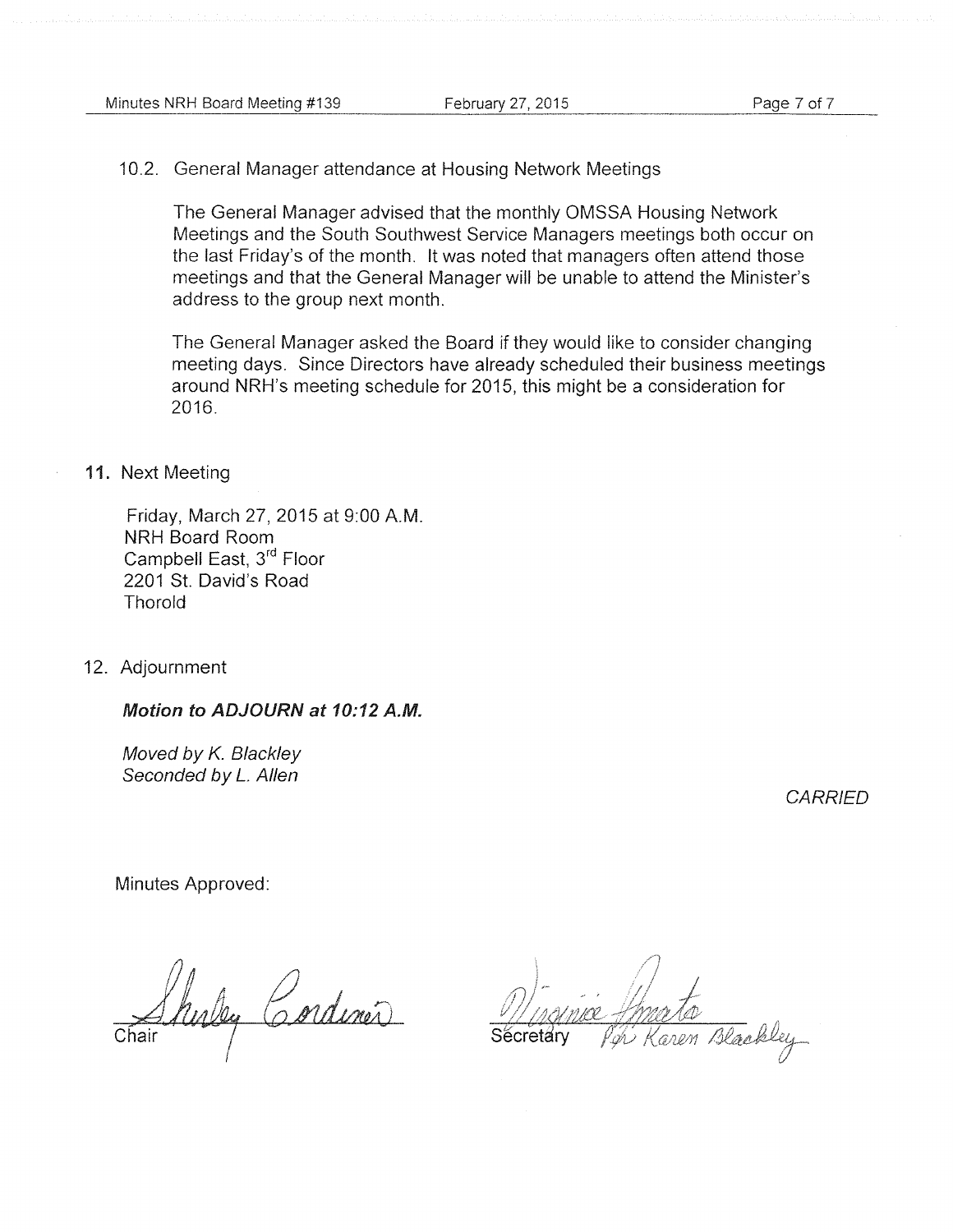10.2. General Manager attendance at Housing Network Meetings

The General Manager advised that the monthly OMSSA Housing Network Meetings and the South Southwest Service Managers meetings both occur on the last Friday's of the month. It was noted that managers often attend those meetings and that the General Manager will be unable to attend the Minister's address to the group next month.

The General Manager asked the Board if they would like to consider changing meeting days. Since Directors have already scheduled their business meetings around NRH's meeting schedule for 2015, this might be a consideration for 2016.

## 11. Next Meeting

Friday, March 27, 2015 at 9:00 A.M.
NRH Board Room
Campbell East, 3rd Floor
2201 St. David's Road
Thorold

## 12. Adjournment

***Motion to ADJOURN at 10:12 A.M.***

*Moved by K. Blackley*
*Seconded by L. Allen*

*CARRIED*

Minutes Approved:

Shirley Cordiner
Chair

Virginia Amato
Secretary for Karen Blackley